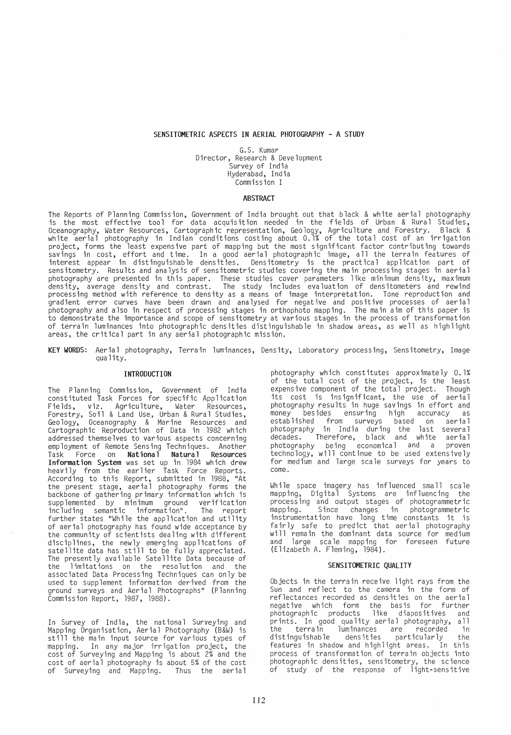# SENSITOMETRIC ASPECTS IN AERIAL PHOTOGRAPHY - A STUDY

G.S. Kumar
Director, Research & Development
Survey of India
Hyderabad, India
Commission I

## ABSTRACT

The Reports of Planning Commission, Government of India brought out that black & white aerial photography is the most effective tool for data acquisition needed in the fields of Urban & Rural Studies, Oceanography, Water Resources, Cartographic representation, Geology, Agriculture and Forestry. Black & white aerial photography in Indian conditions costing about 0.1% of the total cost of an irrigation project, forms the least expensive part of mapping but the most significant factor contributing towards savings in cost, effort and time. In a good aerial photographic image, all the terrain features of interest appear in distinguishable densities. Densitometry is the practical application part of sensitometry. Results and analysis of sensitometric studies covering the main processing stages in aerial photography are presented in this paper. These studies cover parameters like minimum density, maximum density, average density and contrast. The study includes evaluation of densitometers and rewind processing method with reference to density as a means of image interpretation. Tone reproduction and gradient error curves have been drawn and analysed for negative and positive processes of aerial photography and also in respect of processing stages in orthophoto mapping. The main aim of this paper is to demonstrate the importance and scope of sensitometry at various stages in the process of transformation of terrain luminances into photographic densities distinguishable in shadow areas, as well as highlight areas, the critical part in any aerial photographic mission.

**KEY WORDS:** Aerial photography, Terrain luminances, Density, Laboratory processing, Sensitometry, Image quality.

## INTRODUCTION

The Planning Commission, Government of India constituted Task Forces for specific Application Fields, viz. Agriculture, Water Resources, Forestry, Soil & Land Use, Urban & Rural Studies, Geology, Oceanography & Marine Resources and Cartographic Reproduction of Data in 1982 which addressed themselves to various aspects concerning employment of Remote Sensing Techniques. Another Task Force on **National Natural Resources Information System** was set up in 1984 which drew heavily from the earlier Task Force Reports. According to this Report, submitted in 1988, "At the present stage, aerial photography forms the backbone of gathering primary information which is supplemented by minimum ground verification including semantic information". The report further states "While the application and utility of aerial photography has found wide acceptance by the community of scientists dealing with different disciplines, the newly emerging applications of satellite data has still to be fully appreciated. The presently available Satellite Data because of the limitations on the resolution and the associated Data Processing Techniques can only be used to supplement information derived from the ground surveys and Aerial Photographs" (Planning Commission Report, 1987, 1988).

In Survey of India, the national Surveying and Mapping Organisation, Aerial Photography (B&W) is still the main input source for various types of mapping. In any major irrigation project, the cost of Surveying and Mapping is about 2% and the cost of aerial photography is about 5% of the cost of Surveying and Mapping. Thus the aerial photography which constitutes approximately 0.1% of the total cost of the project, is the least expensive component of the total project. Though its cost is insignificant, the use of aerial photography results in huge savings in effort and money besides ensuring high accuracy as established from surveys based on aerial photography in India during the last several decades. Therefore, black and white aerial photography being economical and a proven technology, will continue to be used extensively for medium and large scale surveys for years to come.

While space imagery has influenced small scale mapping, Digital Systems are influencing the processing and output stages of photogrammetric mapping. Since changes in photogrammetric instrumentation have long time constants it is fairly safe to predict that aerial photography will remain the dominant data source for medium and large scale mapping for foreseen future (Elizabeth A. Fleming, 1984).

## SENSITOMETRIC QUALITY

Objects in the terrain receive light rays from the Sun and reflect to the camera in the form of reflectances recorded as densities on the aerial negative which form the basis for further photographic products like diapositives and prints. In good quality aerial photography, all the terrain luminances are recorded in distinguishable densities particularly the features in shadow and highlight areas. In this process of transformation of terrain objects into photographic densities, sensitometry, the science of study of the response of light-sensitive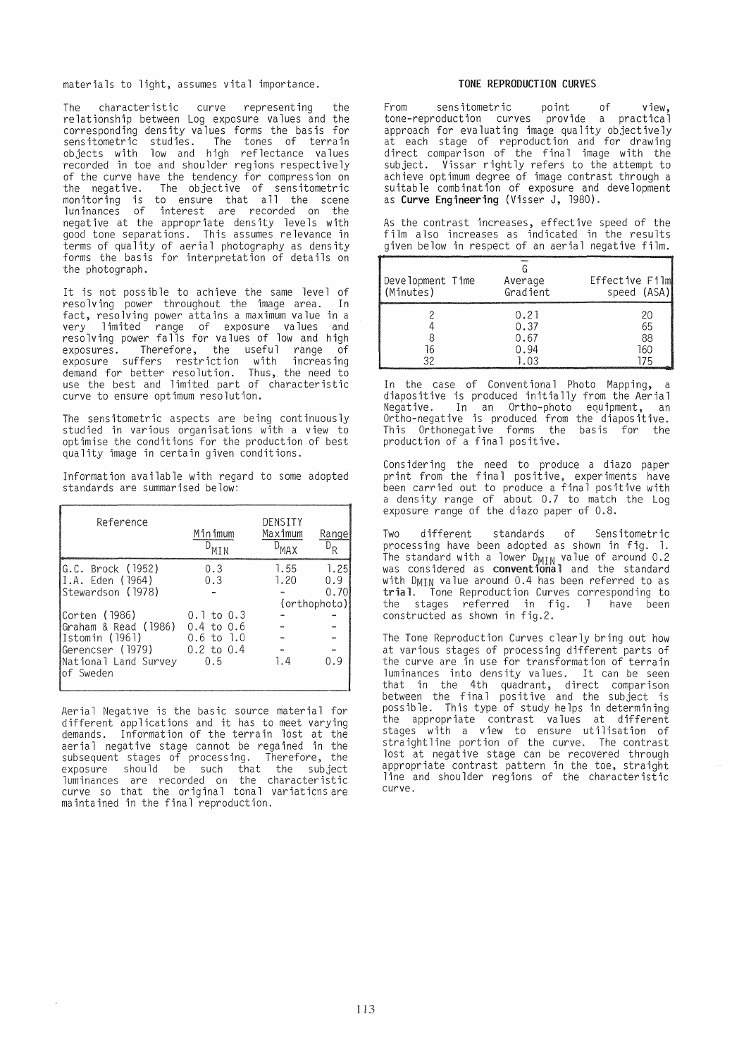materials to light, assumes vital importance.

The characteristic curve representing the relationship between Log exposure values and the corresponding density values forms the basis for sensitometric studies. The tones of terrain objects with low and high reflectance values recorded in toe and shoulder regions respectively of the curve have the tendency for compression on the negative. The objective of sensitometric monitoring is to ensure that all the scene luninances of interest are recorded on the negative at the appropriate density levels with good tone separations. This assumes relevance in terms of quality of aerial photography as density forms the basis for interpretation of details on the photograph.

It is not possible to achieve the same level of resolving power throughout the image area. In fact, resolving power attains a maximum value in a very limited range of exposure values and resolving power falls for values of low and high exposures. Therefore, the useful range of exposure suffers restriction with increasing demand for better resolution. Thus, the need to use the best and limited part of characteristic curve to ensure optimum resolution.

The sensitometric aspects are being continuously studied in various organisations with a view to optimise the conditions for the production of best quality image in certain given conditions.

Information available with regard to some adopted standards are summarised below:

| Reference | DENSITY Minimum $D_{MIN}$ | Maximum $D_{MAX}$ | Range $D_R$ |
|---|---|---|---|
| G.C. Brock (1952) | 0.3 | 1.55 | 1.25 |
| I.A. Eden (1964) | 0.3 | 1.20 | 0.9 |
| Stewardson (1978) | - | - | 0.70 (orthophoto) |
| Corten (1986) | 0.1 to 0.3 | - | - |
| Graham & Read (1986) | 0.4 to 0.6 | - | - |
| Istomin (1961) | 0.6 to 1.0 | - | - |
| Gerencser (1979) | 0.2 to 0.4 | - | - |
| National Land Survey of Sweden | 0.5 | 1.4 | 0.9 |

Aerial Negative is the basic source material for different applications and it has to meet varying demands. Information of the terrain lost at the aerial negative stage cannot be regained in the subsequent stages of processing. Therefore, the exposure should be such that the subject luminances are recorded on the characteristic curve so that the original tonal variaticns are maintained in the final reproduction.

## TONE REPRODUCTION CURVES

From sensitometric point of view, tone-reproduction curves provide a practical approach for evaluating image quality objectively at each stage of reproduction and for drawing direct comparison of the final image with the subject. Vissar rightly refers to the attempt to achieve optimum degree of image contrast through a suitable combination of exposure and development as **Curve Engineering** (Visser J, 1980).

As the contrast increases, effective speed of the film also increases as indicated in the results given below in respect of an aerial negative film.

| Development Time (Minutes) | $\bar{G}$ Average Gradient | Effective Film speed (ASA) |
|---|---|---|
| 2 | 0.21 | 20 |
| 4 | 0.37 | 65 |
| 8 | 0.67 | 88 |
| 16 | 0.94 | 160 |
| 32 | 1.03 | 175 |

In the case of Conventional Photo Mapping, a diapositive is produced initially from the Aerial Negative. In an Ortho-photo equipment, an Ortho-negative is produced from the diapositive. This Orthonegative forms the basis for the production of a final positive.

Considering the need to produce a diazo paper print from the final positive, experiments have been carried out to produce a final positive with a density range of about 0.7 to match the Log exposure range of the diazo paper of 0.8.

Two different standards of Sensitometric processing have been adopted as shown in fig. 1. The standard with a lower $D_{MIN}$ value of around 0.2 was considered as **conventional** and the standard with $D_{MIN}$ value around 0.4 has been referred to as **trial**. Tone Reproduction Curves corresponding to the stages referred in fig. 1 have been constructed as shown in fig.2.

The Tone Reproduction Curves clearly bring out how at various stages of processing different parts of the curve are in use for transformation of terrain luminances into density values. It can be seen that in the 4th quadrant, direct comparison between the final positive and the subject is possible. This type of study helps in determining the appropriate contrast values at different stages with a view to ensure utilisation of straightline portion of the curve. The contrast lost at negative stage can be recovered through appropriate contrast pattern in the toe, straight line and shoulder regions of the characteristic curve.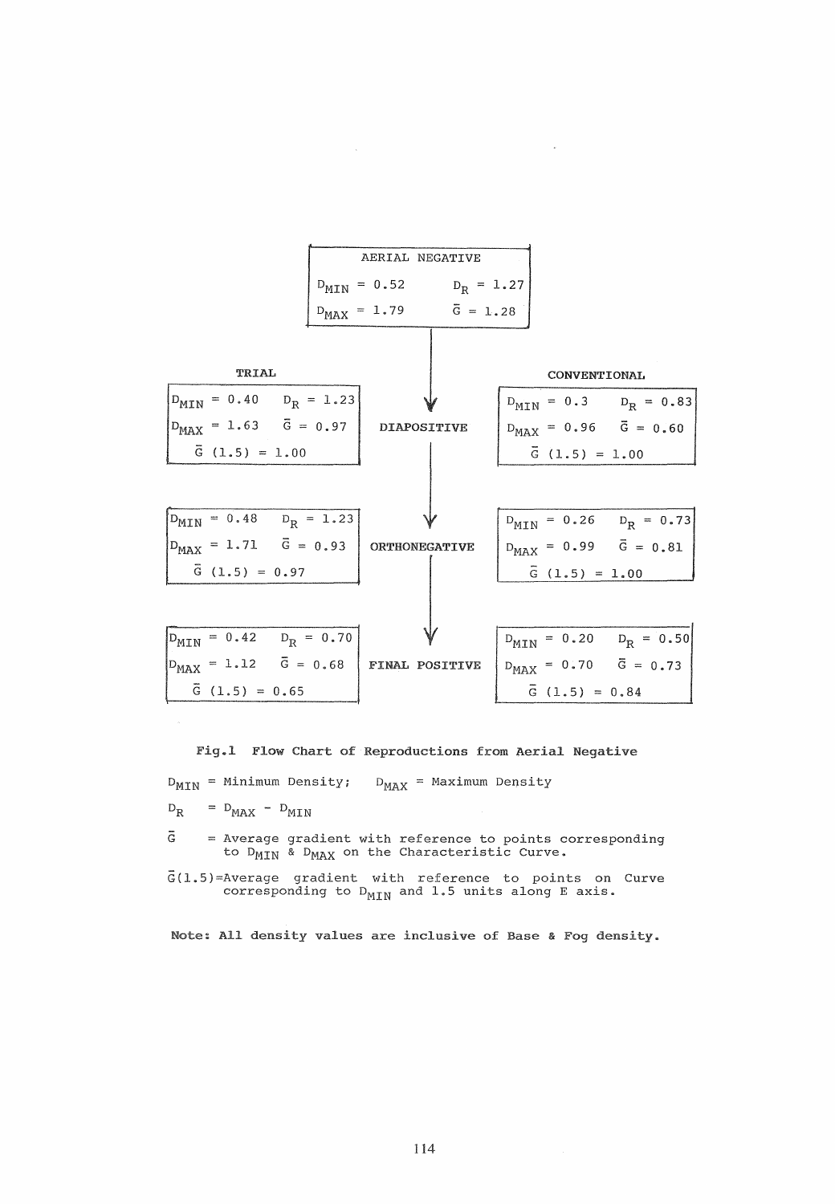**AERIAL NEGATIVE**

| | |
|---|---|
| $D_{MIN}$ = 0.52 | $D_R$ = 1.27 |
| $D_{MAX}$ = 1.79 | $\bar{G}$ = 1.28 |

| TRIAL | | Stage | CONVENTIONAL | |
|---|---|---|---|---|
| $D_{MIN}$ = 0.40 | $D_R$ = 1.23 | **DIAPOSITIVE** | $D_{MIN}$ = 0.3 | $D_R$ = 0.83 |
| $D_{MAX}$ = 1.63 | $\bar{G}$ = 0.97 | | $D_{MAX}$ = 0.96 | $\bar{G}$ = 0.60 |
| $\bar{G}$ (1.5) = 1.00 | | | $\bar{G}$ (1.5) = 1.00 | |
| $D_{MIN}$ = 0.48 | $D_R$ = 1.23 | **ORTHONEGATIVE** | $D_{MIN}$ = 0.26 | $D_R$ = 0.73 |
| $D_{MAX}$ = 1.71 | $\bar{G}$ = 0.93 | | $D_{MAX}$ = 0.99 | $\bar{G}$ = 0.81 |
| $\bar{G}$ (1.5) = 0.97 | | | $\bar{G}$ (1.5) = 1.00 | |
| $D_{MIN}$ = 0.42 | $D_R$ = 0.70 | **FINAL POSITIVE** | $D_{MIN}$ = 0.20 | $D_R$ = 0.50 |
| $D_{MAX}$ = 1.12 | $\bar{G}$ = 0.68 | | $D_{MAX}$ = 0.70 | $\bar{G}$ = 0.73 |
| $\bar{G}$ (1.5) = 0.65 | | | $\bar{G}$ (1.5) = 0.84 | |

**Fig.1 Flow Chart of Reproductions from Aerial Negative**

$D_{MIN}$ = Minimum Density; $D_{MAX}$ = Maximum Density

$D_R$ = $D_{MAX} - D_{MIN}$

$\bar{G}$ = Average gradient with reference to points corresponding to $D_{MIN}$ & $D_{MAX}$ on the Characteristic Curve.

$\bar{G}(1.5)$=Average gradient with reference to points on Curve corresponding to $D_{MIN}$ and 1.5 units along E axis.

**Note: All density values are inclusive of Base & Fog density.**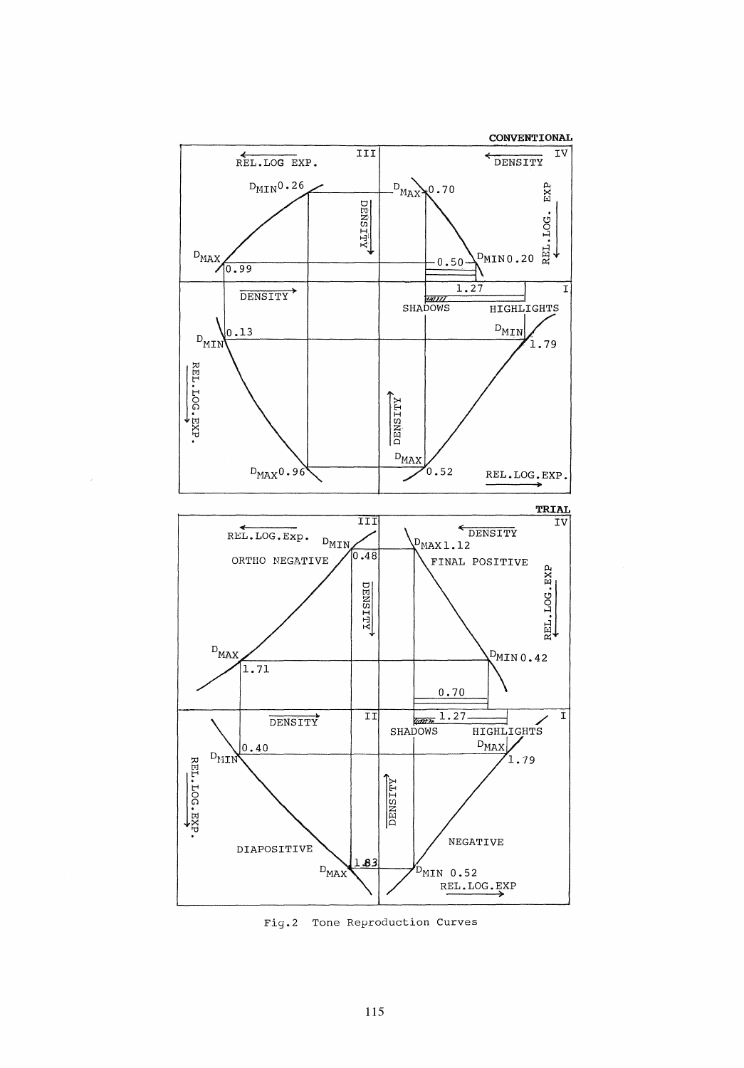Fig.2 Tone Reproduction Curves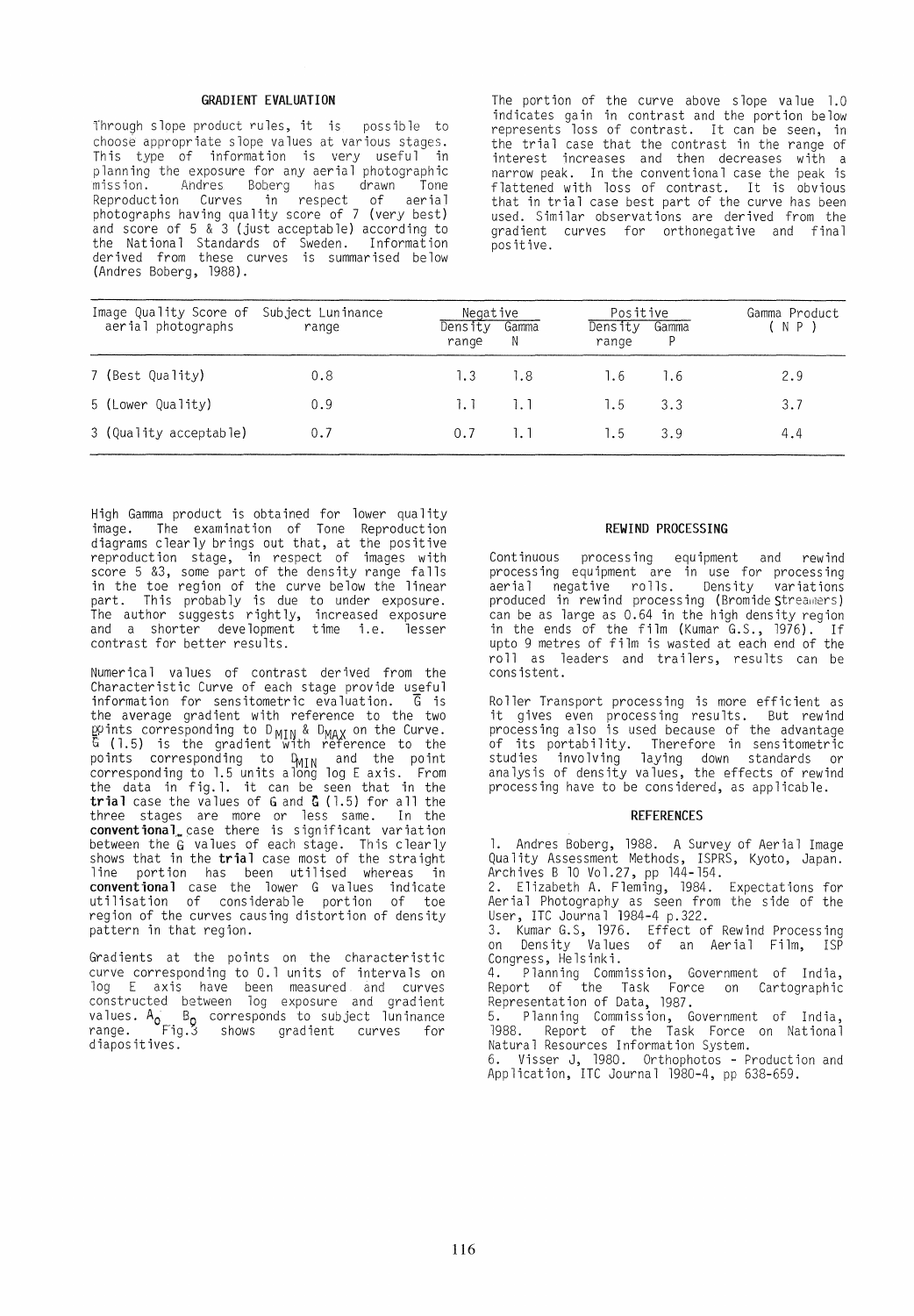## GRADIENT EVALUATION

Through slope product rules, it is possible to choose appropriate slope values at various stages. This type of information is very useful in planning the exposure for any aerial photographic mission. Andres Boberg has drawn Tone Reproduction Curves in respect of aerial photographs having quality score of 7 (very best) and score of 5 & 3 (just acceptable) according to the National Standards of Sweden. Information derived from these curves is summarised below (Andres Boberg, 1988).

| Image Quality Score of aerial photographs | Subject Luninance range | Negative | | Positive | | Gamma Product |
|---|---|---|---|---|---|---|
| | | Density range | Gamma N | Density range | Gamma P | ( N P ) |
| 7 (Best Quality) | 0.8 | 1.3 | 1.8 | 1.6 | 1.6 | 2.9 |
| 5 (Lower Quality) | 0.9 | 1.1 | 1.1 | 1.5 | 3.3 | 3.7 |
| 3 (Quality acceptable) | 0.7 | 0.7 | 1.1 | 1.5 | 3.9 | 4.4 |

High Gamma product is obtained for lower quality image. The examination of Tone Reproduction diagrams clearly brings out that, at the positive reproduction stage, in respect of images with score 5 &3, some part of the density range falls in the toe region of the curve below the linear part. This probably is due to under exposure. The author suggests rightly, increased exposure and a shorter development time i.e. lesser contrast for better results.

Numerical values of contrast derived from the Characteristic Curve of each stage provide useful information for sensitometric evaluation. $\bar{G}$ is the average gradient with reference to the two points corresponding to $D_{MIN}$ & $D_{MAX}$ on the Curve. $\bar{G}$ (1.5) is the gradient with reference to the points corresponding to $D_{MIN}$ and the point corresponding to 1.5 units along log E axis. From the data in fig.1. it can be seen that in the **trial** case the values of $\bar{G}$ and $\bar{G}$ (1.5) for all the three stages are more or less same. In the **conventional** case there is significant variation between the $\bar{G}$ values of each stage. This clearly shows that in the **trial** case most of the straight line portion has been utilised whereas in **conventional** case the lower G values indicate utilisation of considerable portion of toe region of the curves causing distortion of density pattern in that region.

Gradients at the points on the characteristic curve corresponding to 0.1 units of intervals on log E axis have been measured and curves constructed between log exposure and gradient values. $A_0$ $B_0$ corresponds to subject luninance range. Fig.3 shows gradient curves for diapositives.

The portion of the curve above slope value 1.0 indicates gain in contrast and the portion below represents loss of contrast. It can be seen, in the trial case that the contrast in the range of interest increases and then decreases with a narrow peak. In the conventional case the peak is flattened with loss of contrast. It is obvious that in trial case best part of the curve has been used. Similar observations are derived from the gradient curves for orthonegative and final positive.

## REWIND PROCESSING

Continuous processing equipment and rewind processing equipment are in use for processing aerial negative rolls. Density variations produced in rewind processing (Bromide Streamers) can be as large as 0.64 in the high density region in the ends of the film (Kumar G.S., 1976). If upto 9 metres of film is wasted at each end of the roll as leaders and trailers, results can be consistent.

Roller Transport processing is more efficient as it gives even processing results. But rewind processing also is used because of the advantage of its portability. Therefore in sensitometric studies involving laying down standards or analysis of density values, the effects of rewind processing have to be considered, as applicable.

## REFERENCES

1. Andres Boberg, 1988. A Survey of Aerial Image Quality Assessment Methods, ISPRS, Kyoto, Japan. Archives B 10 Vol.27, pp 144-154.
2. Elizabeth A. Fleming, 1984. Expectations for Aerial Photography as seen from the side of the User, ITC Journal 1984-4 p.322.
3. Kumar G.S, 1976. Effect of Rewind Processing on Density Values of an Aerial Film, ISP Congress, Helsinki.
4. Planning Commission, Government of India, Report of the Task Force on Cartographic Representation of Data, 1987.
5. Planning Commission, Government of India, 1988. Report of the Task Force on National Natural Resources Information System.
6. Visser J, 1980. Orthophotos - Production and Application, ITC Journal 1980-4, pp 638-659.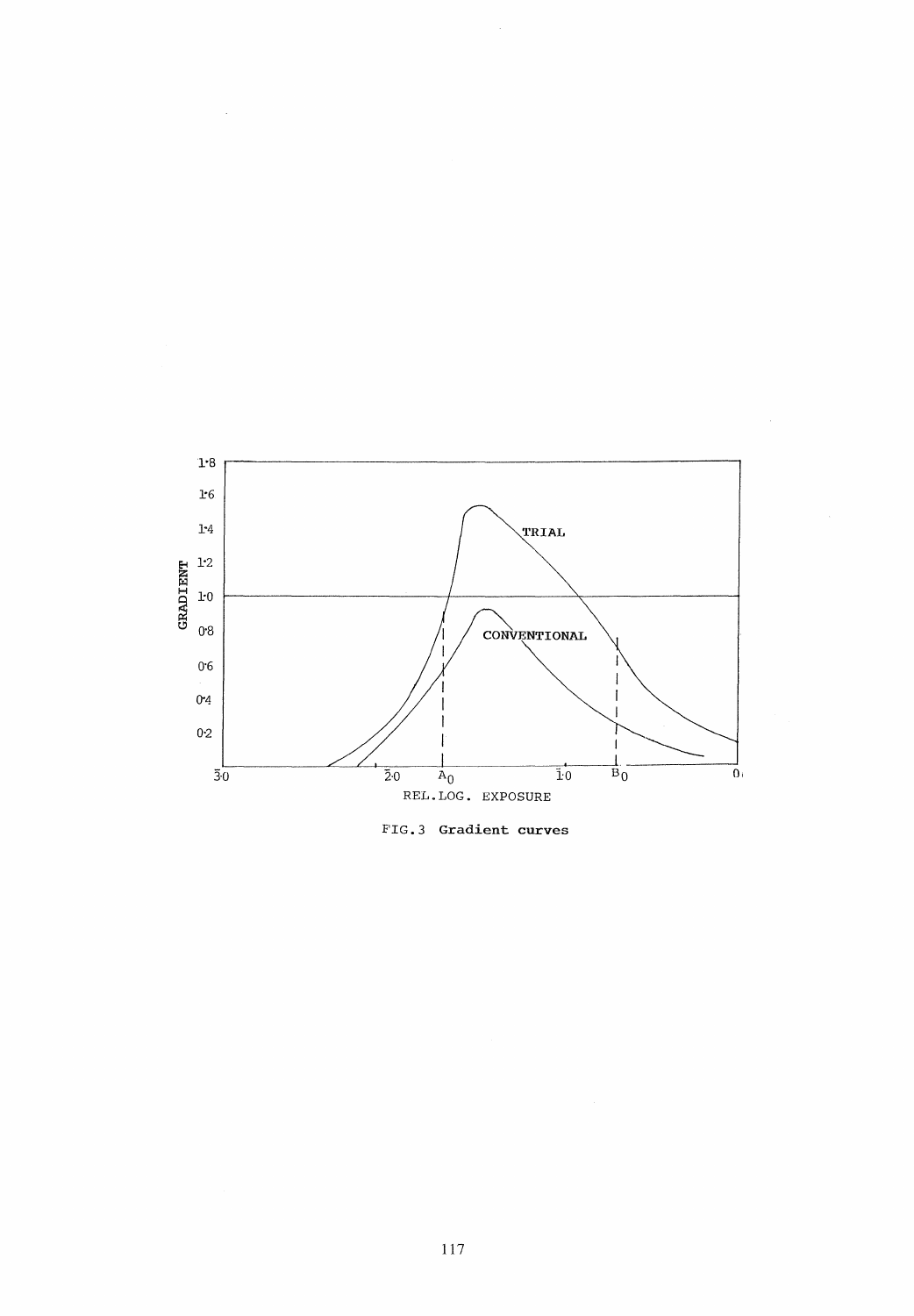1·8

1·6

1·4

1·2

1·0

0·8

0·6

0·4

0·2

GRADIENT

TRIAL

CONVENTIONAL

$\bar{3}$·0

$\bar{2}$·0

$A_0$

$\bar{1}$·0

$B_0$

0

REL.LOG. EXPOSURE

FIG.3 **Gradient curves**